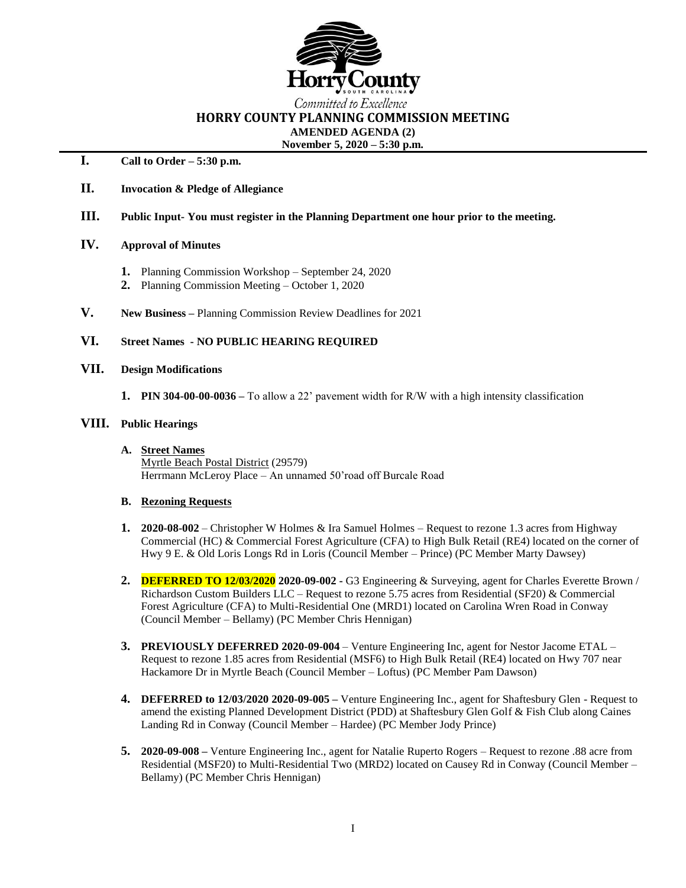Horry County

*Committed to Excellence*

# HORRY COUNTY PLANNING COMMISSION MEETING

**AMENDED AGENDA (2)**

**November 5, 2020 – 5:30 p.m.**

**I. Call to Order – 5:30 p.m.**

**II. Invocation & Pledge of Allegiance**

**III. Public Input- You must register in the Planning Department one hour prior to the meeting.**

**IV. Approval of Minutes**

1. Planning Commission Workshop – September 24, 2020
2. Planning Commission Meeting – October 1, 2020

**V. New Business –** Planning Commission Review Deadlines for 2021

**VI. Street Names - NO PUBLIC HEARING REQUIRED**

**VII. Design Modifications**

1. **PIN 304-00-00-0036 –** To allow a 22' pavement width for R/W with a high intensity classification

**VIII. Public Hearings**

**A. Street Names**

Myrtle Beach Postal District (29579)
Herrmann McLeroy Place – An unnamed 50'road off Burcale Road

**B. Rezoning Requests**

1. **2020-08-002** – Christopher W Holmes & Ira Samuel Holmes – Request to rezone 1.3 acres from Highway Commercial (HC) & Commercial Forest Agriculture (CFA) to High Bulk Retail (RE4) located on the corner of Hwy 9 E. & Old Loris Longs Rd in Loris (Council Member – Prince) (PC Member Marty Dawsey)
2. **DEFERRED TO 12/03/2020 2020-09-002 -** G3 Engineering & Surveying, agent for Charles Everette Brown / Richardson Custom Builders LLC – Request to rezone 5.75 acres from Residential (SF20) & Commercial Forest Agriculture (CFA) to Multi-Residential One (MRD1) located on Carolina Wren Road in Conway (Council Member – Bellamy) (PC Member Chris Hennigan)
3. **PREVIOUSLY DEFERRED 2020-09-004** – Venture Engineering Inc, agent for Nestor Jacome ETAL – Request to rezone 1.85 acres from Residential (MSF6) to High Bulk Retail (RE4) located on Hwy 707 near Hackamore Dr in Myrtle Beach (Council Member – Loftus) (PC Member Pam Dawson)
4. **DEFERRED to 12/03/2020 2020-09-005 –** Venture Engineering Inc., agent for Shaftesbury Glen - Request to amend the existing Planned Development District (PDD) at Shaftesbury Glen Golf & Fish Club along Caines Landing Rd in Conway (Council Member – Hardee) (PC Member Jody Prince)
5. **2020-09-008 –** Venture Engineering Inc., agent for Natalie Ruperto Rogers – Request to rezone .88 acre from Residential (MSF20) to Multi-Residential Two (MRD2) located on Causey Rd in Conway (Council Member – Bellamy) (PC Member Chris Hennigan)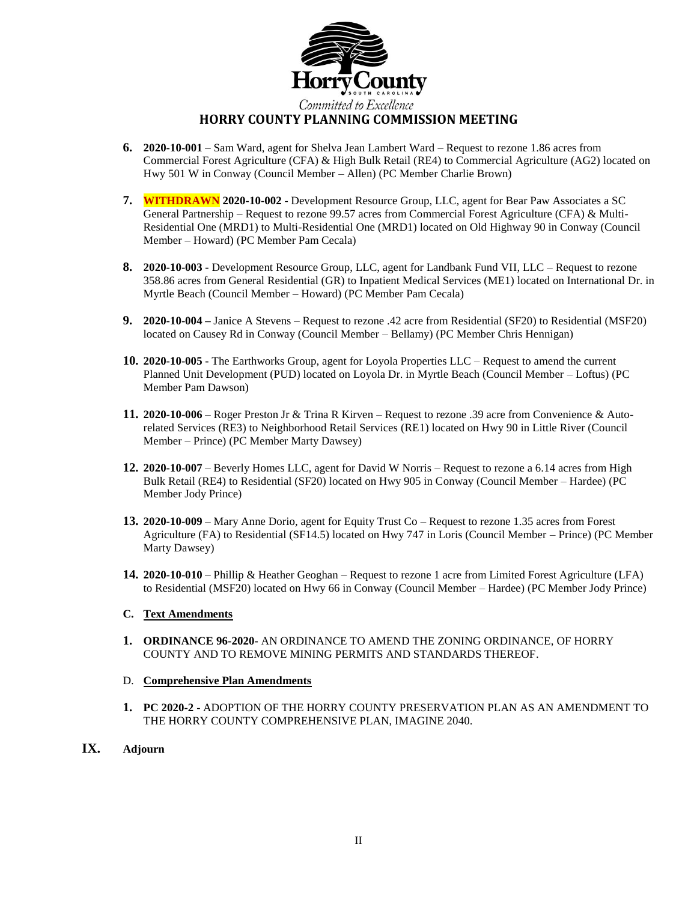# HORRY COUNTY PLANNING COMMISSION MEETING

6. **2020-10-001** – Sam Ward, agent for Shelva Jean Lambert Ward – Request to rezone 1.86 acres from Commercial Forest Agriculture (CFA) & High Bulk Retail (RE4) to Commercial Agriculture (AG2) located on Hwy 501 W in Conway (Council Member – Allen) (PC Member Charlie Brown)

7. **WITHDRAWN 2020-10-002** - Development Resource Group, LLC, agent for Bear Paw Associates a SC General Partnership – Request to rezone 99.57 acres from Commercial Forest Agriculture (CFA) & Multi-Residential One (MRD1) to Multi-Residential One (MRD1) located on Old Highway 90 in Conway (Council Member – Howard) (PC Member Pam Cecala)

8. **2020-10-003 -** Development Resource Group, LLC, agent for Landbank Fund VII, LLC – Request to rezone 358.86 acres from General Residential (GR) to Inpatient Medical Services (ME1) located on International Dr. in Myrtle Beach (Council Member – Howard) (PC Member Pam Cecala)

9. **2020-10-004 –** Janice A Stevens – Request to rezone .42 acre from Residential (SF20) to Residential (MSF20) located on Causey Rd in Conway (Council Member – Bellamy) (PC Member Chris Hennigan)

10. **2020-10-005 -** The Earthworks Group, agent for Loyola Properties LLC – Request to amend the current Planned Unit Development (PUD) located on Loyola Dr. in Myrtle Beach (Council Member – Loftus) (PC Member Pam Dawson)

11. **2020-10-006** – Roger Preston Jr & Trina R Kirven – Request to rezone .39 acre from Convenience & Auto-related Services (RE3) to Neighborhood Retail Services (RE1) located on Hwy 90 in Little River (Council Member – Prince) (PC Member Marty Dawsey)

12. **2020-10-007** – Beverly Homes LLC, agent for David W Norris – Request to rezone a 6.14 acres from High Bulk Retail (RE4) to Residential (SF20) located on Hwy 905 in Conway (Council Member – Hardee) (PC Member Jody Prince)

13. **2020-10-009** – Mary Anne Dorio, agent for Equity Trust Co – Request to rezone 1.35 acres from Forest Agriculture (FA) to Residential (SF14.5) located on Hwy 747 in Loris (Council Member – Prince) (PC Member Marty Dawsey)

14. **2020-10-010** – Phillip & Heather Geoghan – Request to rezone 1 acre from Limited Forest Agriculture (LFA) to Residential (MSF20) located on Hwy 66 in Conway (Council Member – Hardee) (PC Member Jody Prince)

**C. Text Amendments**

1. **ORDINANCE 96-2020-** AN ORDINANCE TO AMEND THE ZONING ORDINANCE, OF HORRY COUNTY AND TO REMOVE MINING PERMITS AND STANDARDS THEREOF.

D. **Comprehensive Plan Amendments**

1. **PC 2020-2** - ADOPTION OF THE HORRY COUNTY PRESERVATION PLAN AS AN AMENDMENT TO THE HORRY COUNTY COMPREHENSIVE PLAN, IMAGINE 2040.

**IX. Adjourn**